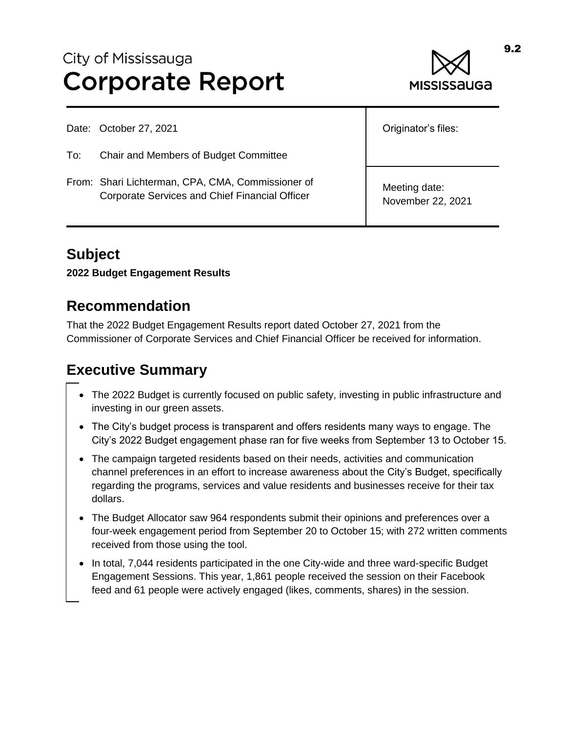City of Mississauga
# Corporate Report

| | |
|---|---|
| Date: October 27, 2021 | Originator's files: |
| To: Chair and Members of Budget Committee | |
| From: Shari Lichterman, CPA, CMA, Commissioner of Corporate Services and Chief Financial Officer | Meeting date: November 22, 2021 |

## Subject

**2022 Budget Engagement Results**

## Recommendation

That the 2022 Budget Engagement Results report dated October 27, 2021 from the Commissioner of Corporate Services and Chief Financial Officer be received for information.

## Executive Summary

- The 2022 Budget is currently focused on public safety, investing in public infrastructure and investing in our green assets.
- The City's budget process is transparent and offers residents many ways to engage. The City's 2022 Budget engagement phase ran for five weeks from September 13 to October 15.
- The campaign targeted residents based on their needs, activities and communication channel preferences in an effort to increase awareness about the City's Budget, specifically regarding the programs, services and value residents and businesses receive for their tax dollars.
- The Budget Allocator saw 964 respondents submit their opinions and preferences over a four-week engagement period from September 20 to October 15; with 272 written comments received from those using the tool.
- In total, 7,044 residents participated in the one City-wide and three ward-specific Budget Engagement Sessions. This year, 1,861 people received the session on their Facebook feed and 61 people were actively engaged (likes, comments, shares) in the session.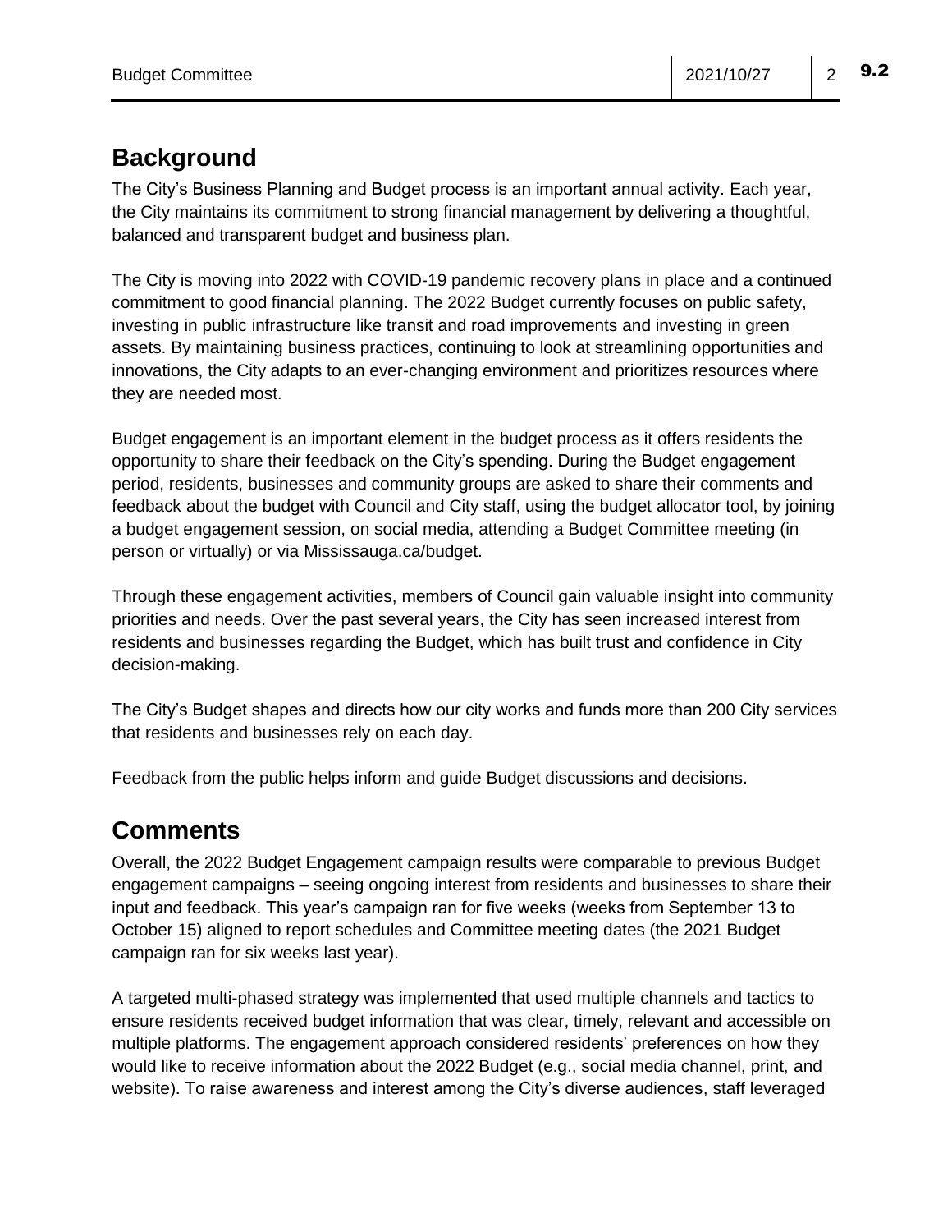## Background

The City's Business Planning and Budget process is an important annual activity. Each year, the City maintains its commitment to strong financial management by delivering a thoughtful, balanced and transparent budget and business plan.

The City is moving into 2022 with COVID-19 pandemic recovery plans in place and a continued commitment to good financial planning. The 2022 Budget currently focuses on public safety, investing in public infrastructure like transit and road improvements and investing in green assets. By maintaining business practices, continuing to look at streamlining opportunities and innovations, the City adapts to an ever-changing environment and prioritizes resources where they are needed most.

Budget engagement is an important element in the budget process as it offers residents the opportunity to share their feedback on the City's spending. During the Budget engagement period, residents, businesses and community groups are asked to share their comments and feedback about the budget with Council and City staff, using the budget allocator tool, by joining a budget engagement session, on social media, attending a Budget Committee meeting (in person or virtually) or via Mississauga.ca/budget.

Through these engagement activities, members of Council gain valuable insight into community priorities and needs. Over the past several years, the City has seen increased interest from residents and businesses regarding the Budget, which has built trust and confidence in City decision-making.

The City's Budget shapes and directs how our city works and funds more than 200 City services that residents and businesses rely on each day.

Feedback from the public helps inform and guide Budget discussions and decisions.

## Comments

Overall, the 2022 Budget Engagement campaign results were comparable to previous Budget engagement campaigns – seeing ongoing interest from residents and businesses to share their input and feedback. This year's campaign ran for five weeks (weeks from September 13 to October 15) aligned to report schedules and Committee meeting dates (the 2021 Budget campaign ran for six weeks last year).

A targeted multi-phased strategy was implemented that used multiple channels and tactics to ensure residents received budget information that was clear, timely, relevant and accessible on multiple platforms. The engagement approach considered residents' preferences on how they would like to receive information about the 2022 Budget (e.g., social media channel, print, and website). To raise awareness and interest among the City's diverse audiences, staff leveraged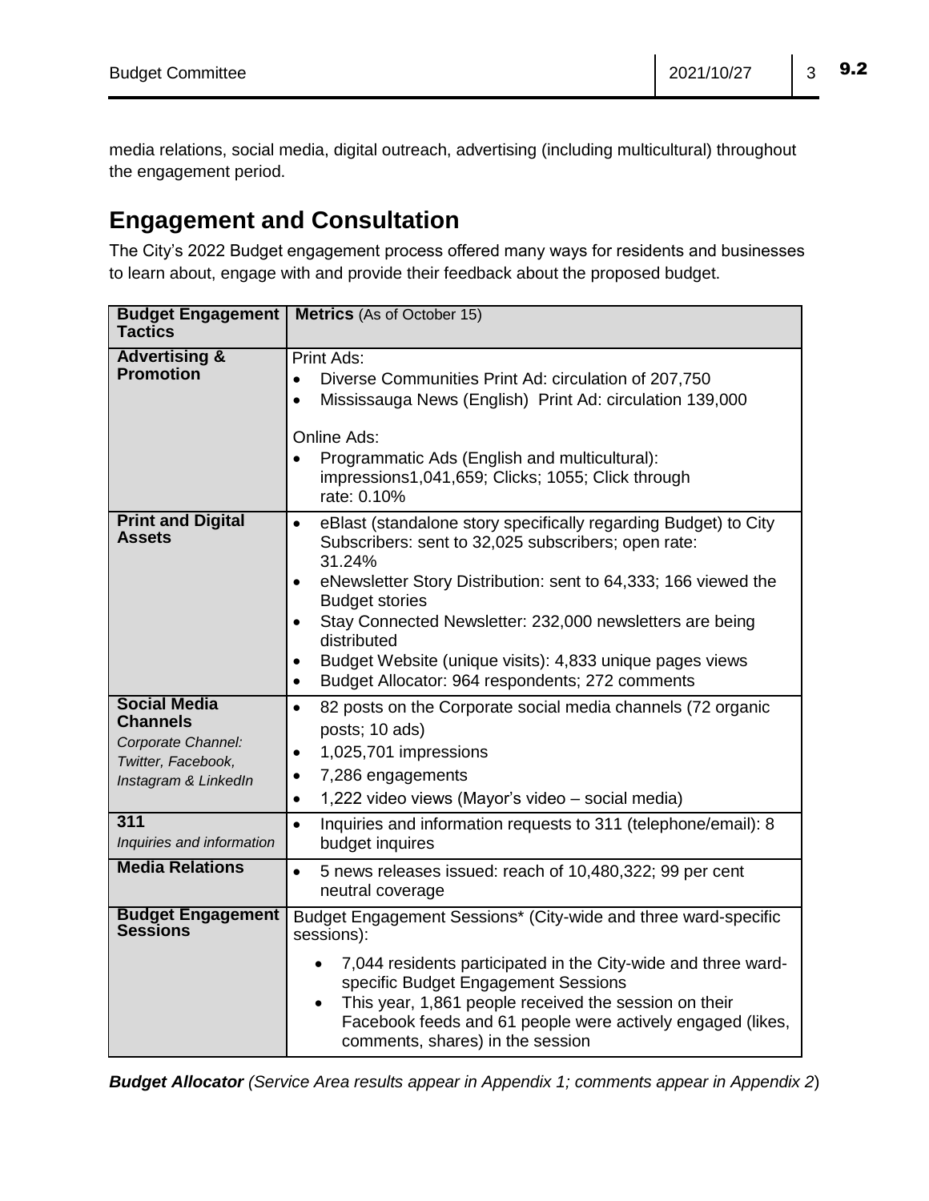media relations, social media, digital outreach, advertising (including multicultural) throughout the engagement period.

## Engagement and Consultation

The City's 2022 Budget engagement process offered many ways for residents and businesses to learn about, engage with and provide their feedback about the proposed budget.

| **Budget Engagement Tactics** | **Metrics** (As of October 15) |
|---|---|
| **Advertising & Promotion** | Print Ads:<br>• Diverse Communities Print Ad: circulation of 207,750<br>• Mississauga News (English) Print Ad: circulation 139,000<br><br>Online Ads:<br>• Programmatic Ads (English and multicultural): impressions1,041,659; Clicks; 1055; Click through rate: 0.10% |
| **Print and Digital Assets** | • eBlast (standalone story specifically regarding Budget) to City Subscribers: sent to 32,025 subscribers; open rate: 31.24%<br>• eNewsletter Story Distribution: sent to 64,333; 166 viewed the Budget stories<br>• Stay Connected Newsletter: 232,000 newsletters are being distributed<br>• Budget Website (unique visits): 4,833 unique pages views<br>• Budget Allocator: 964 respondents; 272 comments |
| **Social Media Channels**<br>*Corporate Channel: Twitter, Facebook, Instagram & LinkedIn* | • 82 posts on the Corporate social media channels (72 organic posts; 10 ads)<br>• 1,025,701 impressions<br>• 7,286 engagements<br>• 1,222 video views (Mayor's video – social media) |
| **311**<br>*Inquiries and information* | • Inquiries and information requests to 311 (telephone/email): 8 budget inquires |
| **Media Relations** | • 5 news releases issued: reach of 10,480,322; 99 per cent neutral coverage |
| **Budget Engagement Sessions** | Budget Engagement Sessions* (City-wide and three ward-specific sessions):<br>• 7,044 residents participated in the City-wide and three ward-specific Budget Engagement Sessions<br>• This year, 1,861 people received the session on their Facebook feeds and 61 people were actively engaged (likes, comments, shares) in the session |

***Budget Allocator*** *(Service Area results appear in Appendix 1; comments appear in Appendix 2)*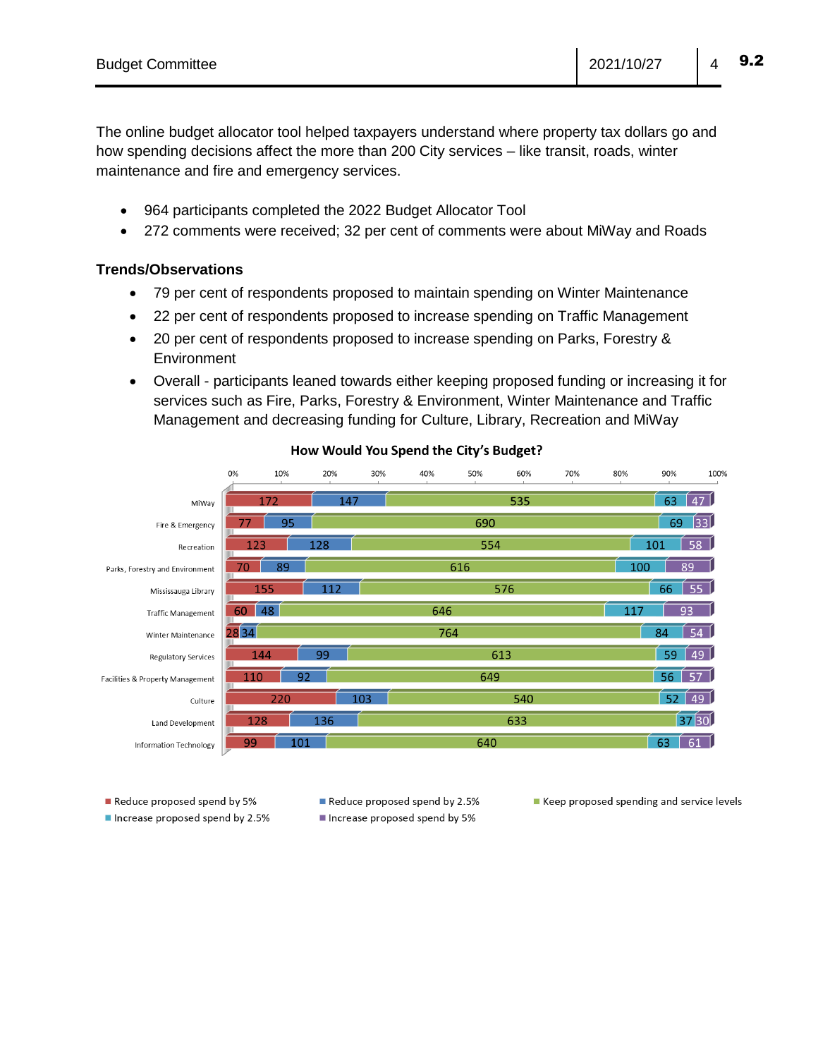The online budget allocator tool helped taxpayers understand where property tax dollars go and how spending decisions affect the more than 200 City services – like transit, roads, winter maintenance and fire and emergency services.

- 964 participants completed the 2022 Budget Allocator Tool
- 272 comments were received; 32 per cent of comments were about MiWay and Roads

**Trends/Observations**

- 79 per cent of respondents proposed to maintain spending on Winter Maintenance
- 22 per cent of respondents proposed to increase spending on Traffic Management
- 20 per cent of respondents proposed to increase spending on Parks, Forestry & Environment
- Overall - participants leaned towards either keeping proposed funding or increasing it for services such as Fire, Parks, Forestry & Environment, Winter Maintenance and Traffic Management and decreasing funding for Culture, Library, Recreation and MiWay

**How Would You Spend the City's Budget?**

| Service | Reduce proposed spend by 5% | Reduce proposed spend by 2.5% | Keep proposed spending and service levels | Increase proposed spend by 2.5% | Increase proposed spend by 5% |
|---|---|---|---|---|---|
| MiWay | 172 | 147 | 535 | 63 | 47 |
| Fire & Emergency | 77 | 95 | 690 | 69 | 33 |
| Recreation | 123 | 128 | 554 | 101 | 58 |
| Parks, Forestry and Environment | 70 | 89 | 616 | 100 | 89 |
| Mississauga Library | 155 | 112 | 576 | 66 | 55 |
| Traffic Management | 60 | 48 | 646 | 117 | 93 |
| Winter Maintenance | 28 | 34 | 764 | 84 | 54 |
| Regulatory Services | 144 | 99 | 613 | 59 | 49 |
| Facilities & Property Management | 110 | 92 | 649 | 56 | 57 |
| Culture | 220 | 103 | 540 | 52 | 49 |
| Land Development | 128 | 136 | 633 | 37 | 30 |
| Information Technology | 99 | 101 | 640 | 63 | 61 |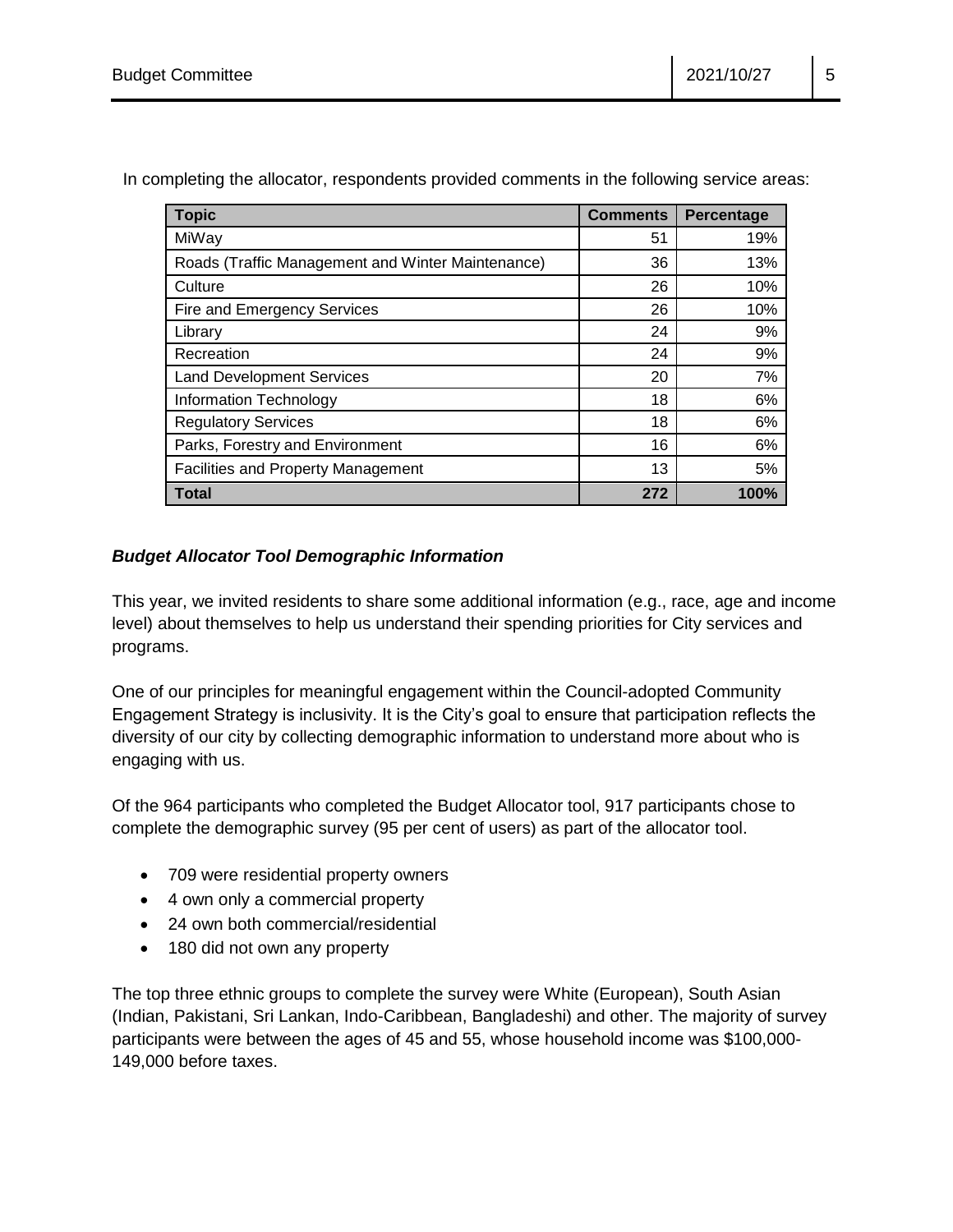In completing the allocator, respondents provided comments in the following service areas:

| Topic | Comments | Percentage |
|---|---|---|
| MiWay | 51 | 19% |
| Roads (Traffic Management and Winter Maintenance) | 36 | 13% |
| Culture | 26 | 10% |
| Fire and Emergency Services | 26 | 10% |
| Library | 24 | 9% |
| Recreation | 24 | 9% |
| Land Development Services | 20 | 7% |
| Information Technology | 18 | 6% |
| Regulatory Services | 18 | 6% |
| Parks, Forestry and Environment | 16 | 6% |
| Facilities and Property Management | 13 | 5% |
| **Total** | **272** | **100%** |

***Budget Allocator Tool Demographic Information***

This year, we invited residents to share some additional information (e.g., race, age and income level) about themselves to help us understand their spending priorities for City services and programs.

One of our principles for meaningful engagement within the Council-adopted Community Engagement Strategy is inclusivity. It is the City's goal to ensure that participation reflects the diversity of our city by collecting demographic information to understand more about who is engaging with us.

Of the 964 participants who completed the Budget Allocator tool, 917 participants chose to complete the demographic survey (95 per cent of users) as part of the allocator tool.

- 709 were residential property owners
- 4 own only a commercial property
- 24 own both commercial/residential
- 180 did not own any property

The top three ethnic groups to complete the survey were White (European), South Asian (Indian, Pakistani, Sri Lankan, Indo-Caribbean, Bangladeshi) and other. The majority of survey participants were between the ages of 45 and 55, whose household income was $100,000-149,000 before taxes.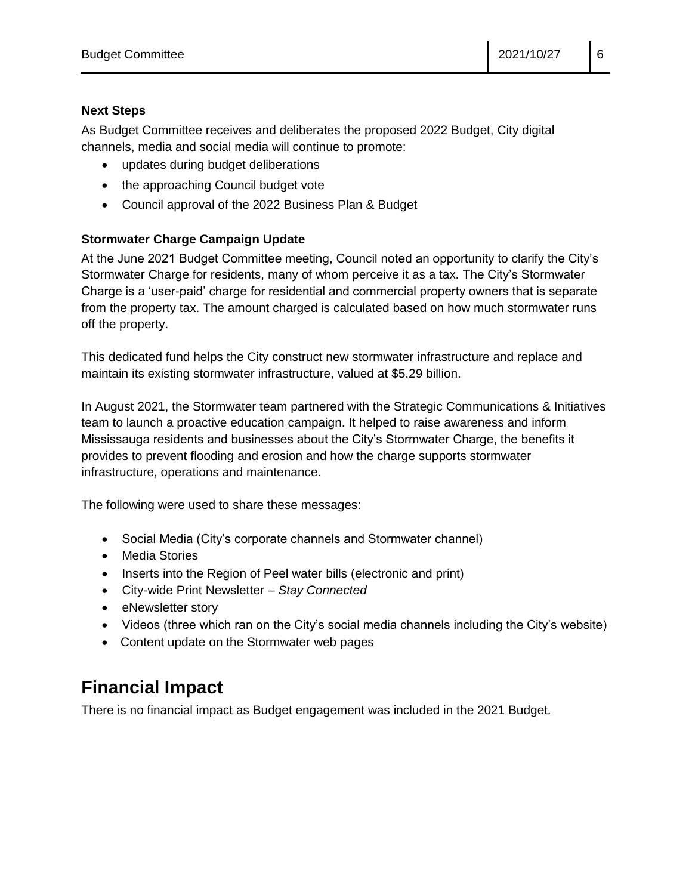**Next Steps**

As Budget Committee receives and deliberates the proposed 2022 Budget, City digital channels, media and social media will continue to promote:

- updates during budget deliberations
- the approaching Council budget vote
- Council approval of the 2022 Business Plan & Budget

**Stormwater Charge Campaign Update**

At the June 2021 Budget Committee meeting, Council noted an opportunity to clarify the City's Stormwater Charge for residents, many of whom perceive it as a tax. The City's Stormwater Charge is a 'user-paid' charge for residential and commercial property owners that is separate from the property tax. The amount charged is calculated based on how much stormwater runs off the property.

This dedicated fund helps the City construct new stormwater infrastructure and replace and maintain its existing stormwater infrastructure, valued at $5.29 billion.

In August 2021, the Stormwater team partnered with the Strategic Communications & Initiatives team to launch a proactive education campaign. It helped to raise awareness and inform Mississauga residents and businesses about the City's Stormwater Charge, the benefits it provides to prevent flooding and erosion and how the charge supports stormwater infrastructure, operations and maintenance.

The following were used to share these messages:

- Social Media (City's corporate channels and Stormwater channel)
- Media Stories
- Inserts into the Region of Peel water bills (electronic and print)
- City-wide Print Newsletter – *Stay Connected*
- eNewsletter story
- Videos (three which ran on the City's social media channels including the City's website)
- Content update on the Stormwater web pages

# Financial Impact

There is no financial impact as Budget engagement was included in the 2021 Budget.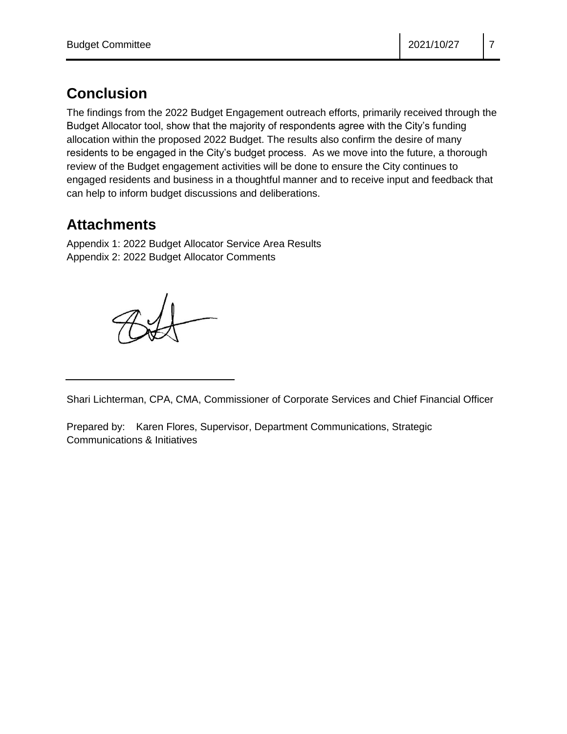## Conclusion

The findings from the 2022 Budget Engagement outreach efforts, primarily received through the Budget Allocator tool, show that the majority of respondents agree with the City's funding allocation within the proposed 2022 Budget. The results also confirm the desire of many residents to be engaged in the City's budget process. As we move into the future, a thorough review of the Budget engagement activities will be done to ensure the City continues to engaged residents and business in a thoughtful manner and to receive input and feedback that can help to inform budget discussions and deliberations.

## Attachments

Appendix 1: 2022 Budget Allocator Service Area Results
Appendix 2: 2022 Budget Allocator Comments

Shari Lichterman, CPA, CMA, Commissioner of Corporate Services and Chief Financial Officer

Prepared by: Karen Flores, Supervisor, Department Communications, Strategic Communications & Initiatives